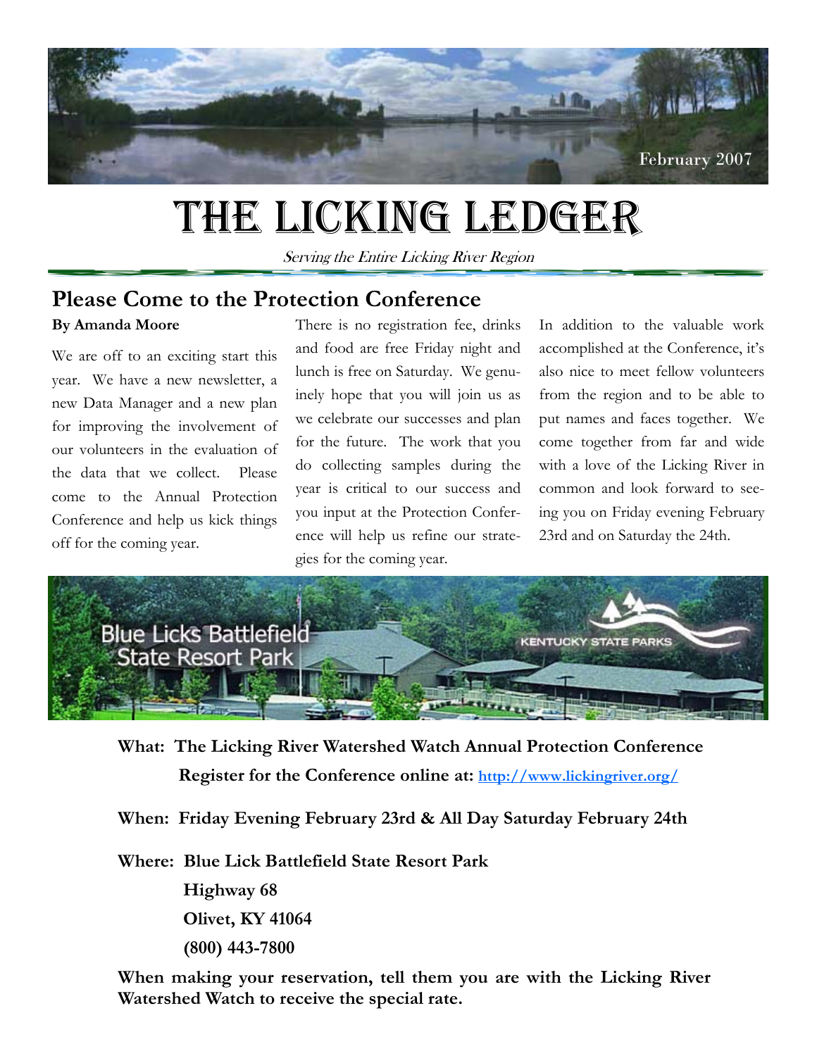February 2007

# The Licking Ledger

*Serving the Entire Licking River Region*

## Please Come to the Protection Conference

**By Amanda Moore**

We are off to an exciting start this year. We have a new newsletter, a new Data Manager and a new plan for improving the involvement of our volunteers in the evaluation of the data that we collect. Please come to the Annual Protection Conference and help us kick things off for the coming year.

There is no registration fee, drinks and food are free Friday night and lunch is free on Saturday. We genuinely hope that you will join us as we celebrate our successes and plan for the future. The work that you do collecting samples during the year is critical to our success and you input at the Protection Conference will help us refine our strategies for the coming year.

In addition to the valuable work accomplished at the Conference, it's also nice to meet fellow volunteers from the region and to be able to put names and faces together. We come together from far and wide with a love of the Licking River in common and look forward to seeing you on Friday evening February 23rd and on Saturday the 24th.

**What: The Licking River Watershed Watch Annual Protection Conference**

**Register for the Conference online at: [http://www.lickingriver.org/](http://www.lickingriver.org/)**

**When: Friday Evening February 23rd & All Day Saturday February 24th**

**Where: Blue Lick Battlefield State Resort Park**
**Highway 68**
**Olivet, KY 41064**
**(800) 443-7800**

**When making your reservation, tell them you are with the Licking River Watershed Watch to receive the special rate.**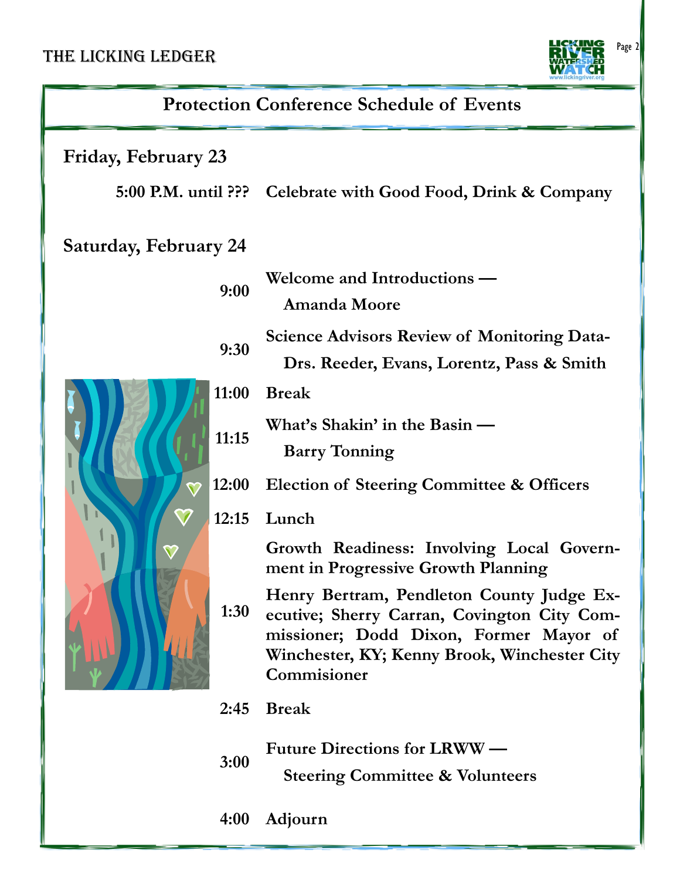## Protection Conference Schedule of Events

### Friday, February 23

**5:00 P.M. until ???** **Celebrate with Good Food, Drink & Company**

### Saturday, February 24

**9:00** **Welcome and Introductions — Amanda Moore**

**9:30** **Science Advisors Review of Monitoring Data- Drs. Reeder, Evans, Lorentz, Pass & Smith**

**11:00** **Break**

**11:15** **What's Shakin' in the Basin — Barry Tonning**

**12:00** **Election of Steering Committee & Officers**

**12:15** **Lunch**

**1:30** **Growth Readiness: Involving Local Government in Progressive Growth Planning**

**Henry Bertram, Pendleton County Judge Executive; Sherry Carran, Covington City Commissioner; Dodd Dixon, Former Mayor of Winchester, KY; Kenny Brook, Winchester City Commisioner**

**2:45** **Break**

**3:00** **Future Directions for LRWW — Steering Committee & Volunteers**

**4:00** **Adjourn**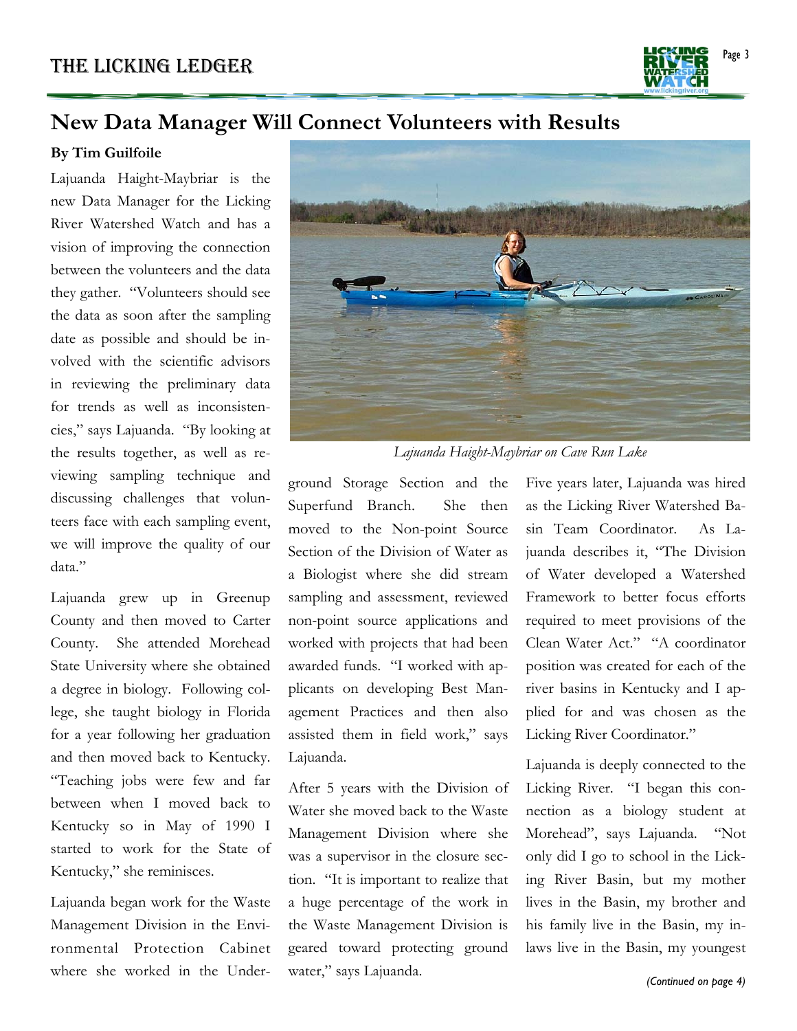## New Data Manager Will Connect Volunteers with Results

**By Tim Guilfoile**

Lajuanda Haight-Maybriar is the new Data Manager for the Licking River Watershed Watch and has a vision of improving the connection between the volunteers and the data they gather. "Volunteers should see the data as soon after the sampling date as possible and should be involved with the scientific advisors in reviewing the preliminary data for trends as well as inconsistencies," says Lajuanda. "By looking at the results together, as well as reviewing sampling technique and discussing challenges that volunteers face with each sampling event, we will improve the quality of our data."

*Lajuanda Haight-Maybriar on Cave Run Lake*

Lajuanda grew up in Greenup County and then moved to Carter County. She attended Morehead State University where she obtained a degree in biology. Following college, she taught biology in Florida for a year following her graduation and then moved back to Kentucky. "Teaching jobs were few and far between when I moved back to Kentucky so in May of 1990 I started to work for the State of Kentucky," she reminisces.

Lajuanda began work for the Waste Management Division in the Environmental Protection Cabinet where she worked in the Underground Storage Section and the Superfund Branch. She then moved to the Non-point Source Section of the Division of Water as a Biologist where she did stream sampling and assessment, reviewed non-point source applications and worked with projects that had been awarded funds. "I worked with applicants on developing Best Management Practices and then also assisted them in field work," says Lajuanda.

After 5 years with the Division of Water she moved back to the Waste Management Division where she was a supervisor in the closure section. "It is important to realize that a huge percentage of the work in the Waste Management Division is geared toward protecting ground water," says Lajuanda.

Five years later, Lajuanda was hired as the Licking River Watershed Basin Team Coordinator. As Lajuanda describes it, "The Division of Water developed a Watershed Framework to better focus efforts required to meet provisions of the Clean Water Act." "A coordinator position was created for each of the river basins in Kentucky and I applied for and was chosen as the Licking River Coordinator."

Lajuanda is deeply connected to the Licking River. "I began this connection as a biology student at Morehead", says Lajuanda. "Not only did I go to school in the Licking River Basin, but my mother lives in the Basin, my brother and his family live in the Basin, my in-laws live in the Basin, my youngest

*(Continued on page 4)*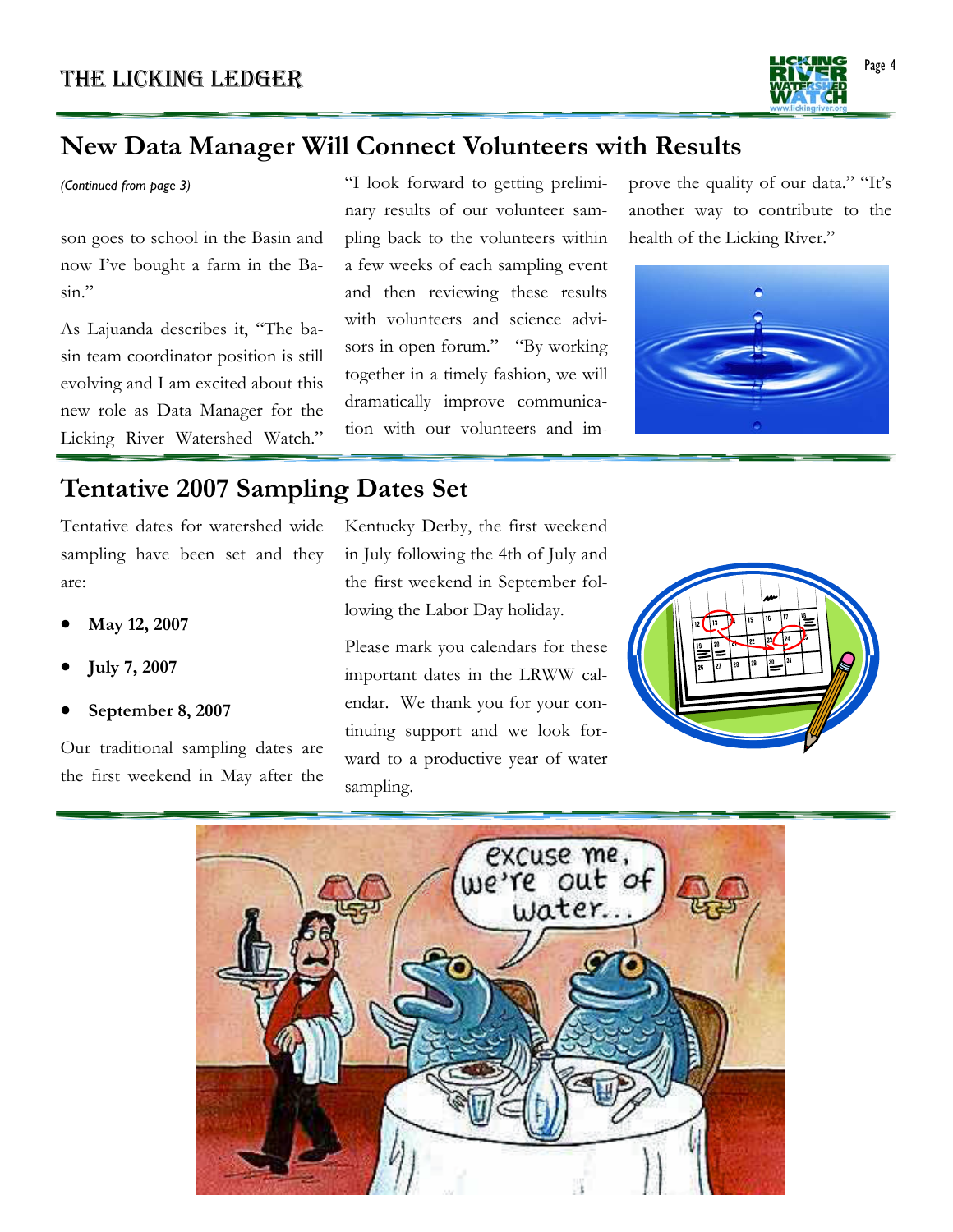## New Data Manager Will Connect Volunteers with Results

*(Continued from page 3)*

son goes to school in the Basin and now I've bought a farm in the Basin."

As Lajuanda describes it, "The basin team coordinator position is still evolving and I am excited about this new role as Data Manager for the Licking River Watershed Watch." "I look forward to getting preliminary results of our volunteer sampling back to the volunteers within a few weeks of each sampling event and then reviewing these results with volunteers and science advisors in open forum." "By working together in a timely fashion, we will dramatically improve communication with our volunteers and improve the quality of our data." "It's another way to contribute to the health of the Licking River."

## Tentative 2007 Sampling Dates Set

Tentative dates for watershed wide sampling have been set and they are:

- **May 12, 2007**
- **July 7, 2007**
- **September 8, 2007**

Our traditional sampling dates are the first weekend in May after the Kentucky Derby, the first weekend in July following the 4th of July and the first weekend in September following the Labor Day holiday.

Please mark you calendars for these important dates in the LRWW calendar. We thank you for your continuing support and we look forward to a productive year of water sampling.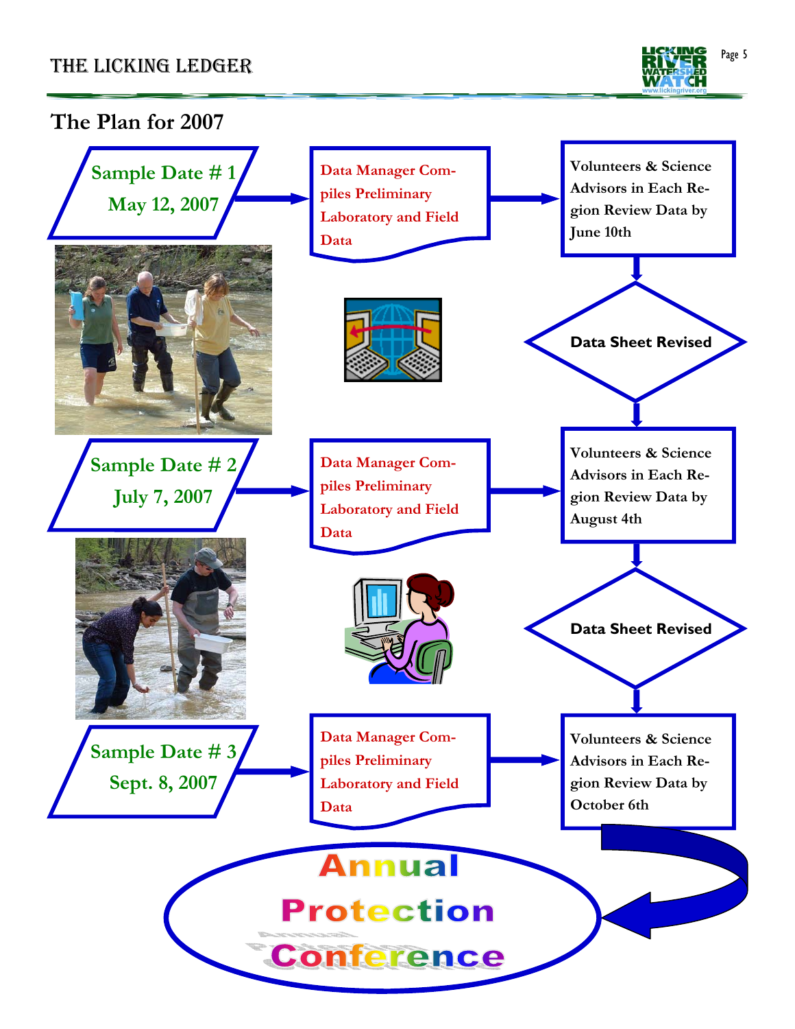## The Plan for 2007

**Sample Date # 1**
**May 12, 2007**

Data Manager Compiles Preliminary Laboratory and Field Data

Volunteers & Science Advisors in Each Region Review Data by June 10th

**Data Sheet Revised**

**Sample Date # 2**
**July 7, 2007**

Data Manager Compiles Preliminary Laboratory and Field Data

Volunteers & Science Advisors in Each Region Review Data by August 4th

**Data Sheet Revised**

**Sample Date # 3**
**Sept. 8, 2007**

Data Manager Compiles Preliminary Laboratory and Field Data

Volunteers & Science Advisors in Each Region Review Data by October 6th

**Annual Protection Conference**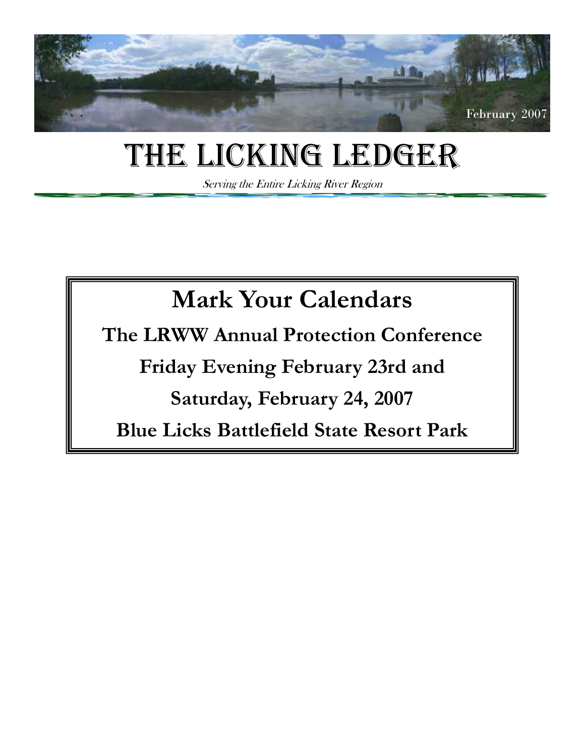February 2007

# The Licking Ledger

*Serving the Entire Licking River Region*

## Mark Your Calendars

**The LRWW Annual Protection Conference**

**Friday Evening February 23rd and**

**Saturday, February 24, 2007**

**Blue Licks Battlefield State Resort Park**